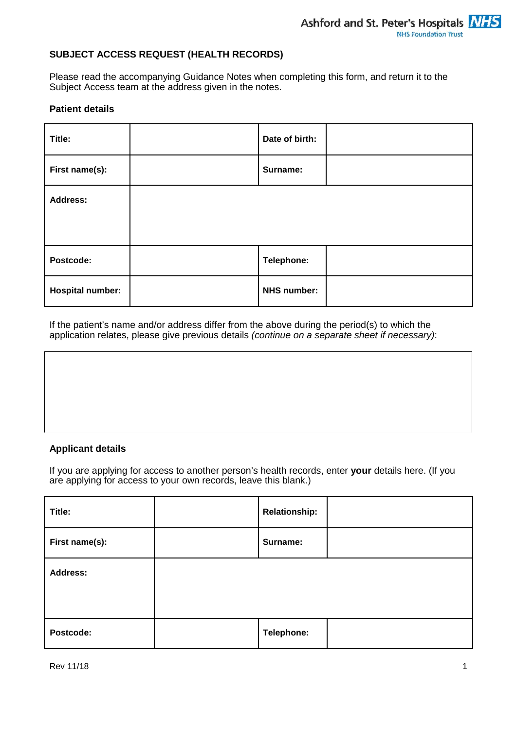Ashford and St. Peter's Hospitals NHS Foundation Trust

# SUBJECT ACCESS REQUEST (HEALTH RECORDS)

Please read the accompanying Guidance Notes when completing this form, and return it to the Subject Access team at the address given in the notes.

## Patient details

| | | | |
|---|---|---|---|
| **Title:** | | **Date of birth:** | |
| **First name(s):** | | **Surname:** | |
| **Address:** | | | |
| **Postcode:** | | **Telephone:** | |
| **Hospital number:** | | **NHS number:** | |

If the patient's name and/or address differ from the above during the period(s) to which the application relates, please give previous details *(continue on a separate sheet if necessary)*:

| |
|---|
| |

## Applicant details

If you are applying for access to another person's health records, enter **your** details here. (If you are applying for access to your own records, leave this blank.)

| | | | |
|---|---|---|---|
| **Title:** | | **Relationship:** | |
| **First name(s):** | | **Surname:** | |
| **Address:** | | | |
| **Postcode:** | | **Telephone:** | |

Rev 11/18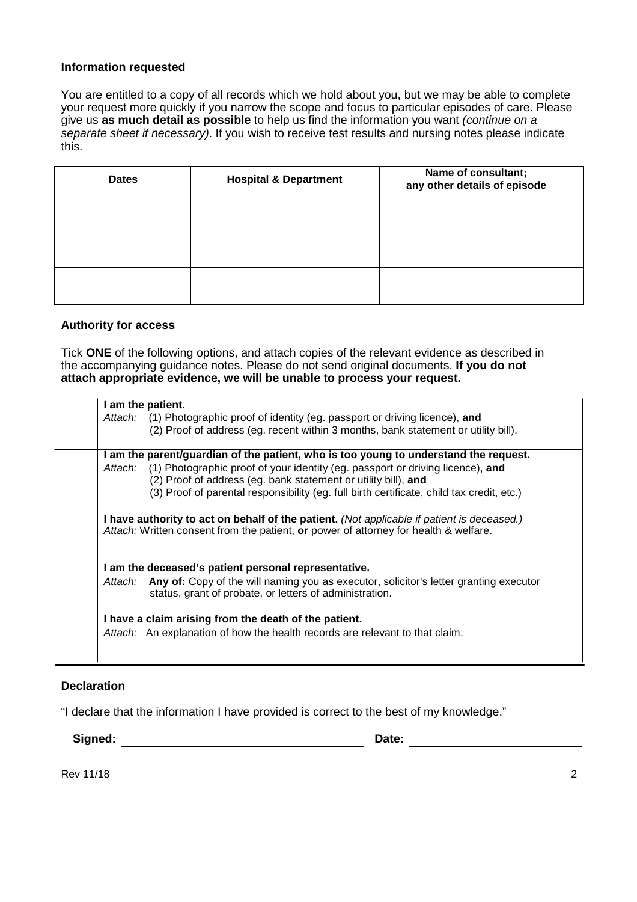### Information requested

You are entitled to a copy of all records which we hold about you, but we may be able to complete your request more quickly if you narrow the scope and focus to particular episodes of care. Please give us **as much detail as possible** to help us find the information you want *(continue on a separate sheet if necessary)*. If you wish to receive test results and nursing notes please indicate this.

| Dates | Hospital & Department | Name of consultant; any other details of episode |
|---|---|---|
| | | |
| | | |
| | | |

### Authority for access

Tick **ONE** of the following options, and attach copies of the relevant evidence as described in the accompanying guidance notes. Please do not send original documents. **If you do not attach appropriate evidence, we will be unable to process your request.**

| | |
|---|---|
| | **I am the patient.**<br>*Attach:* (1) Photographic proof of identity (eg. passport or driving licence), **and**<br>(2) Proof of address (eg. recent within 3 months, bank statement or utility bill). |
| | **I am the parent/guardian of the patient, who is too young to understand the request.**<br>*Attach:* (1) Photographic proof of your identity (eg. passport or driving licence), **and**<br>(2) Proof of address (eg. bank statement or utility bill), **and**<br>(3) Proof of parental responsibility (eg. full birth certificate, child tax credit, etc.) |
| | **I have authority to act on behalf of the patient.** *(Not applicable if patient is deceased.)*<br>*Attach:* Written consent from the patient, **or** power of attorney for health & welfare. |
| | **I am the deceased's patient personal representative.**<br>*Attach:* **Any of:** Copy of the will naming you as executor, solicitor's letter granting executor status, grant of probate, or letters of administration. |
| | **I have a claim arising from the death of the patient.**<br>*Attach:* An explanation of how the health records are relevant to that claim. |

### Declaration

"I declare that the information I have provided is correct to the best of my knowledge."

**Signed:** ______________________________ **Date:** ____________________

Rev 11/18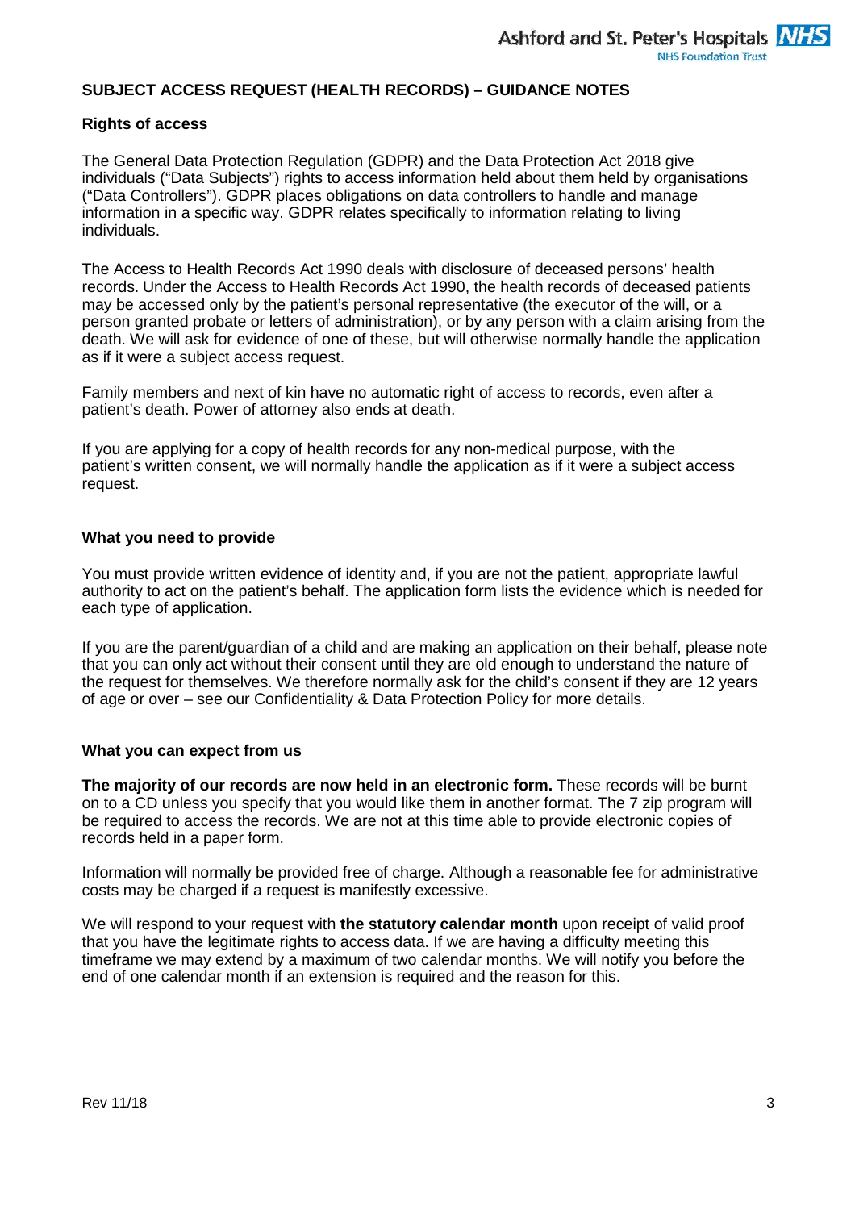## SUBJECT ACCESS REQUEST (HEALTH RECORDS) – GUIDANCE NOTES

### Rights of access

The General Data Protection Regulation (GDPR) and the Data Protection Act 2018 give individuals ("Data Subjects") rights to access information held about them held by organisations ("Data Controllers"). GDPR places obligations on data controllers to handle and manage information in a specific way. GDPR relates specifically to information relating to living individuals.

The Access to Health Records Act 1990 deals with disclosure of deceased persons' health records. Under the Access to Health Records Act 1990, the health records of deceased patients may be accessed only by the patient's personal representative (the executor of the will, or a person granted probate or letters of administration), or by any person with a claim arising from the death. We will ask for evidence of one of these, but will otherwise normally handle the application as if it were a subject access request.

Family members and next of kin have no automatic right of access to records, even after a patient's death. Power of attorney also ends at death.

If you are applying for a copy of health records for any non-medical purpose, with the patient's written consent, we will normally handle the application as if it were a subject access request.

### What you need to provide

You must provide written evidence of identity and, if you are not the patient, appropriate lawful authority to act on the patient's behalf. The application form lists the evidence which is needed for each type of application.

If you are the parent/guardian of a child and are making an application on their behalf, please note that you can only act without their consent until they are old enough to understand the nature of the request for themselves. We therefore normally ask for the child's consent if they are 12 years of age or over – see our Confidentiality & Data Protection Policy for more details.

### What you can expect from us

**The majority of our records are now held in an electronic form.** These records will be burnt on to a CD unless you specify that you would like them in another format. The 7 zip program will be required to access the records. We are not at this time able to provide electronic copies of records held in a paper form.

Information will normally be provided free of charge. Although a reasonable fee for administrative costs may be charged if a request is manifestly excessive.

We will respond to your request with **the statutory calendar month** upon receipt of valid proof that you have the legitimate rights to access data. If we are having a difficulty meeting this timeframe we may extend by a maximum of two calendar months. We will notify you before the end of one calendar month if an extension is required and the reason for this.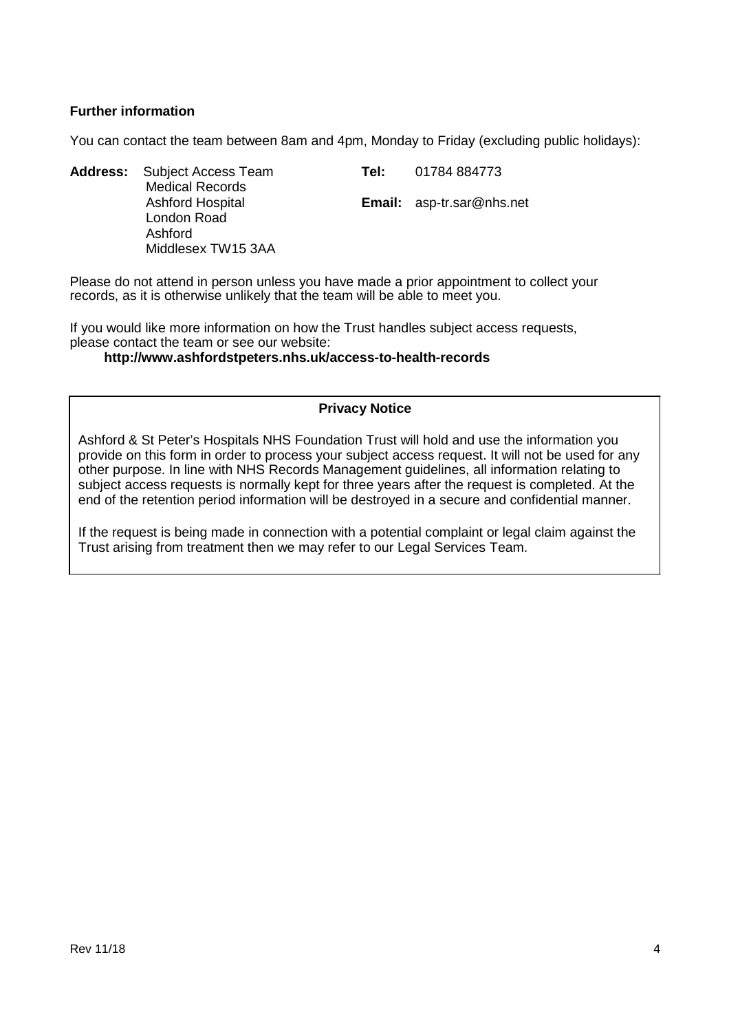### Further information

You can contact the team between 8am and 4pm, Monday to Friday (excluding public holidays):

**Address:** Subject Access Team
Medical Records
Ashford Hospital
London Road
Ashford
Middlesex TW15 3AA

**Tel:** 01784 884773

**Email:** asp-tr.sar@nhs.net

Please do not attend in person unless you have made a prior appointment to collect your records, as it is otherwise unlikely that the team will be able to meet you.

If you would like more information on how the Trust handles subject access requests, please contact the team or see our website:

**http://www.ashfordstpeters.nhs.uk/access-to-health-records**

### Privacy Notice

Ashford & St Peter's Hospitals NHS Foundation Trust will hold and use the information you provide on this form in order to process your subject access request. It will not be used for any other purpose. In line with NHS Records Management guidelines, all information relating to subject access requests is normally kept for three years after the request is completed. At the end of the retention period information will be destroyed in a secure and confidential manner.

If the request is being made in connection with a potential complaint or legal claim against the Trust arising from treatment then we may refer to our Legal Services Team.

Rev 11/18